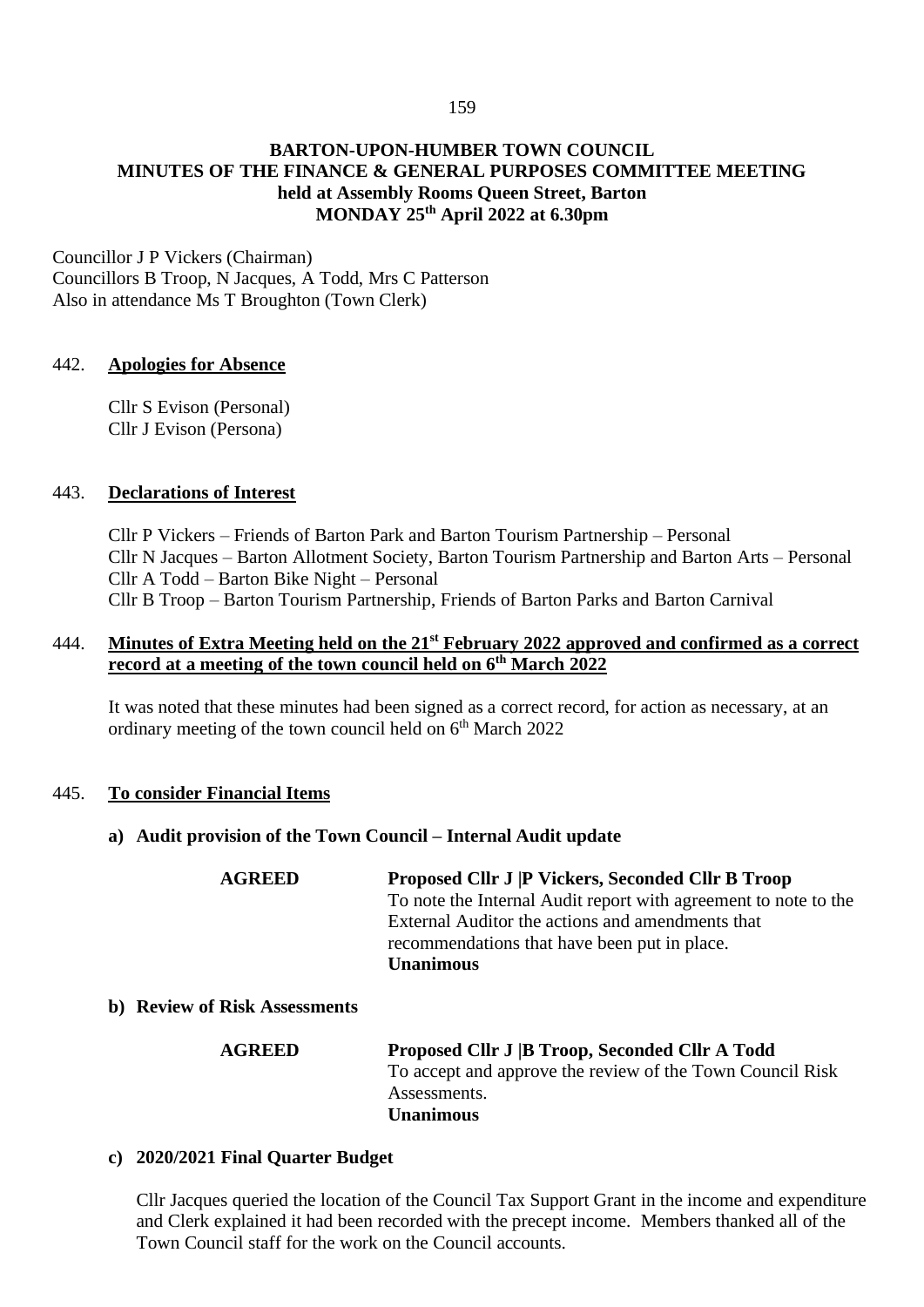# BARTON-UPON-HUMBER TOWN COUNCIL
## MINUTES OF THE FINANCE & GENERAL PURPOSES COMMITTEE MEETING
### held at Assembly Rooms Queen Street, Barton
### MONDAY 25th April 2022 at 6.30pm

Councillor J P Vickers (Chairman)
Councillors B Troop, N Jacques, A Todd, Mrs C Patterson
Also in attendance Ms T Broughton (Town Clerk)

442. **Apologies for Absence**

Cllr S Evison (Personal)
Cllr J Evison (Persona)

443. **Declarations of Interest**

Cllr P Vickers – Friends of Barton Park and Barton Tourism Partnership – Personal
Cllr N Jacques – Barton Allotment Society, Barton Tourism Partnership and Barton Arts – Personal
Cllr A Todd – Barton Bike Night – Personal
Cllr B Troop – Barton Tourism Partnership, Friends of Barton Parks and Barton Carnival

444. **Minutes of Extra Meeting held on the 21st February 2022 approved and confirmed as a correct record at a meeting of the town council held on 6th March 2022**

It was noted that these minutes had been signed as a correct record, for action as necessary, at an ordinary meeting of the town council held on 6th March 2022

445. **To consider Financial Items**

**a) Audit provision of the Town Council – Internal Audit update**

**AGREED** **Proposed Cllr J |P Vickers, Seconded Cllr B Troop**
To note the Internal Audit report with agreement to note to the External Auditor the actions and amendments that recommendations that have been put in place.
**Unanimous**

**b) Review of Risk Assessments**

**AGREED** **Proposed Cllr J |B Troop, Seconded Cllr A Todd**
To accept and approve the review of the Town Council Risk Assessments.
**Unanimous**

**c) 2020/2021 Final Quarter Budget**

Cllr Jacques queried the location of the Council Tax Support Grant in the income and expenditure and Clerk explained it had been recorded with the precept income. Members thanked all of the Town Council staff for the work on the Council accounts.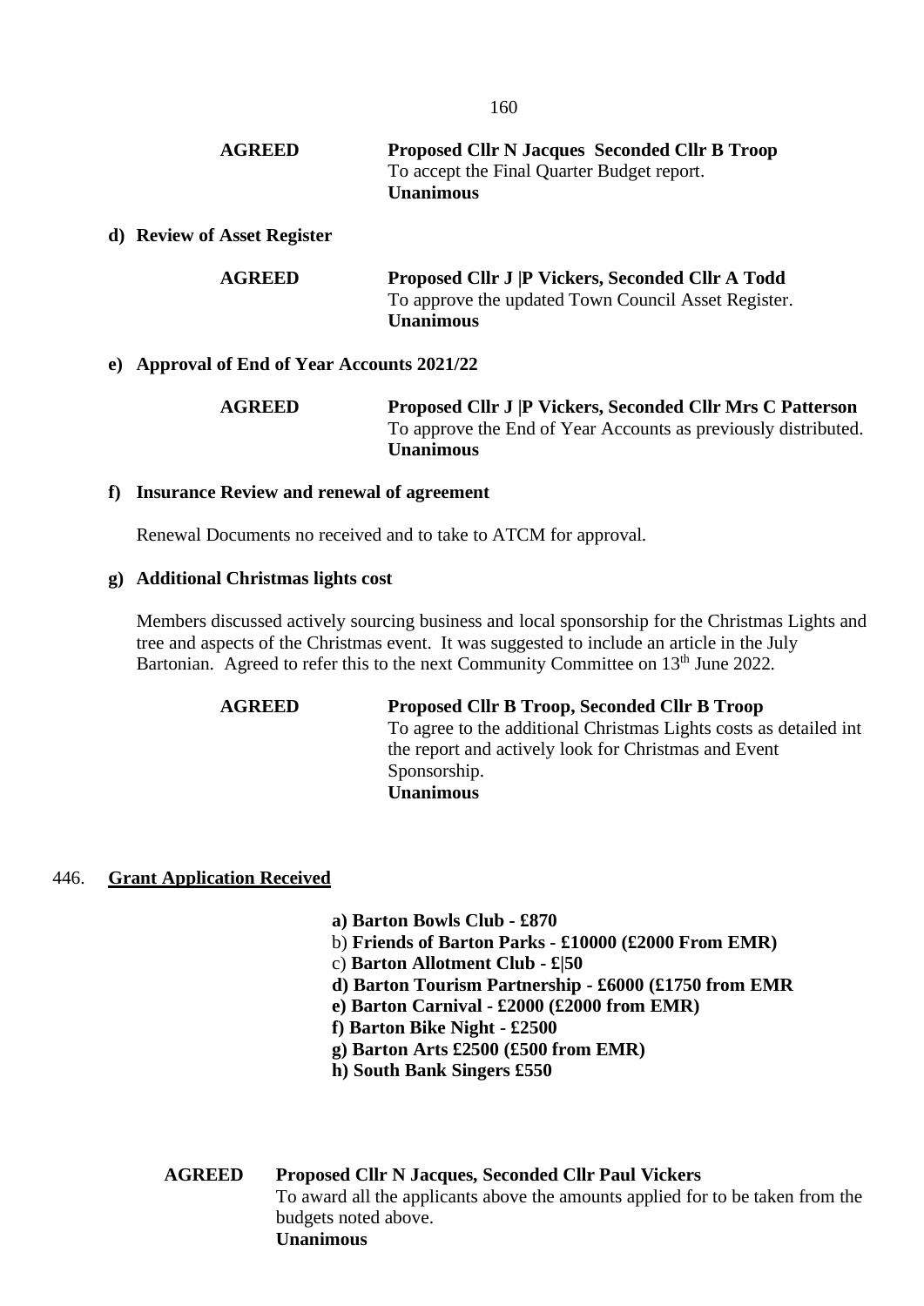**AGREED** **Proposed Cllr N Jacques Seconded Cllr B Troop**
To accept the Final Quarter Budget report.
**Unanimous**

**d) Review of Asset Register**

**AGREED** **Proposed Cllr J |P Vickers, Seconded Cllr A Todd**
To approve the updated Town Council Asset Register.
**Unanimous**

**e) Approval of End of Year Accounts 2021/22**

**AGREED** **Proposed Cllr J |P Vickers, Seconded Cllr Mrs C Patterson**
To approve the End of Year Accounts as previously distributed.
**Unanimous**

**f) Insurance Review and renewal of agreement**

Renewal Documents no received and to take to ATCM for approval.

**g) Additional Christmas lights cost**

Members discussed actively sourcing business and local sponsorship for the Christmas Lights and tree and aspects of the Christmas event. It was suggested to include an article in the July Bartonian. Agreed to refer this to the next Community Committee on 13th June 2022.

**AGREED** **Proposed Cllr B Troop, Seconded Cllr B Troop**
To agree to the additional Christmas Lights costs as detailed int the report and actively look for Christmas and Event Sponsorship.
**Unanimous**

446. **Grant Application Received**

**a) Barton Bowls Club - £870**
b) **Friends of Barton Parks - £10000 (£2000 From EMR)**
c) **Barton Allotment Club - £|50**
**d) Barton Tourism Partnership - £6000 (£1750 from EMR**
**e) Barton Carnival - £2000 (£2000 from EMR)**
**f) Barton Bike Night - £2500**
**g) Barton Arts £2500 (£500 from EMR)**
**h) South Bank Singers £550**

**AGREED** **Proposed Cllr N Jacques, Seconded Cllr Paul Vickers**
To award all the applicants above the amounts applied for to be taken from the budgets noted above.
**Unanimous**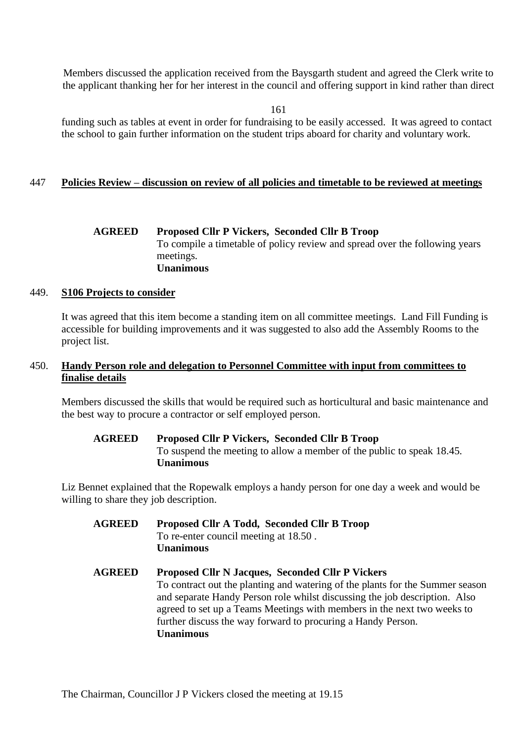Members discussed the application received from the Baysgarth student and agreed the Clerk write to the applicant thanking her for her interest in the council and offering support in kind rather than direct funding such as tables at event in order for fundraising to be easily accessed. It was agreed to contact the school to gain further information on the student trips aboard for charity and voluntary work.

447 **Policies Review – discussion on review of all policies and timetable to be reviewed at meetings**

**AGREED** **Proposed Cllr P Vickers, Seconded Cllr B Troop**
To compile a timetable of policy review and spread over the following years meetings.
**Unanimous**

449. **S106 Projects to consider**

It was agreed that this item become a standing item on all committee meetings. Land Fill Funding is accessible for building improvements and it was suggested to also add the Assembly Rooms to the project list.

450. **Handy Person role and delegation to Personnel Committee with input from committees to finalise details**

Members discussed the skills that would be required such as horticultural and basic maintenance and the best way to procure a contractor or self employed person.

**AGREED** **Proposed Cllr P Vickers, Seconded Cllr B Troop**
To suspend the meeting to allow a member of the public to speak 18.45.
**Unanimous**

Liz Bennet explained that the Ropewalk employs a handy person for one day a week and would be willing to share they job description.

**AGREED** **Proposed Cllr A Todd, Seconded Cllr B Troop**
To re-enter council meeting at 18.50 .
**Unanimous**

**AGREED** **Proposed Cllr N Jacques, Seconded Cllr P Vickers**
To contract out the planting and watering of the plants for the Summer season and separate Handy Person role whilst discussing the job description. Also agreed to set up a Teams Meetings with members in the next two weeks to further discuss the way forward to procuring a Handy Person.
**Unanimous**

The Chairman, Councillor J P Vickers closed the meeting at 19.15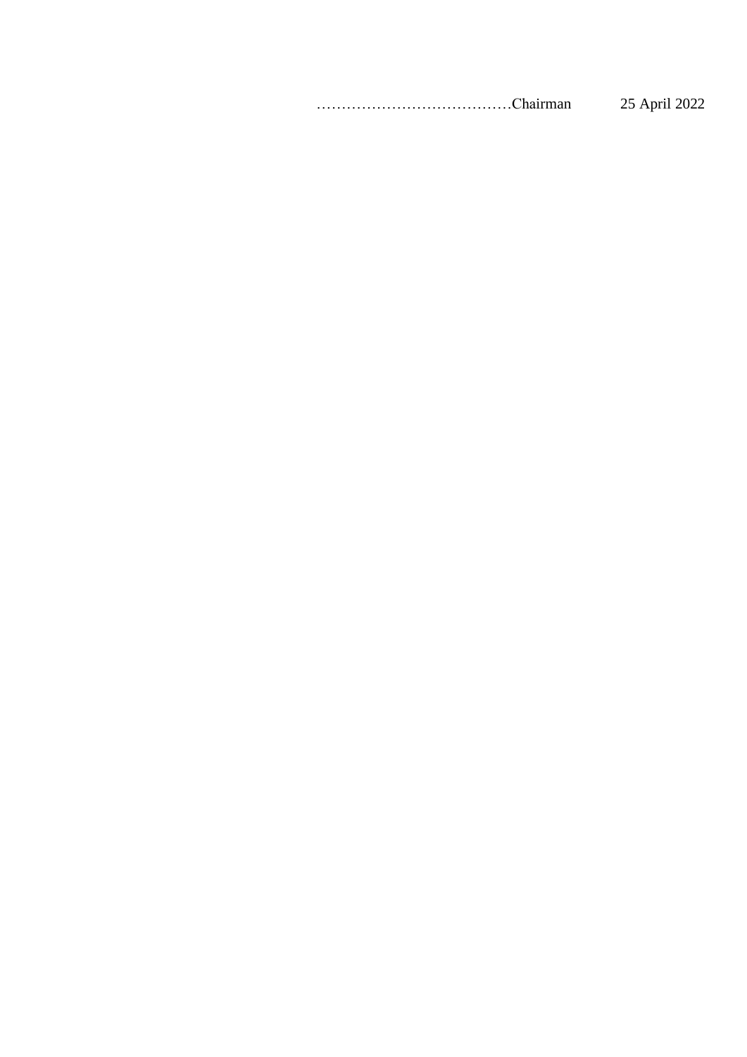…………………………………Chairman 25 April 2022